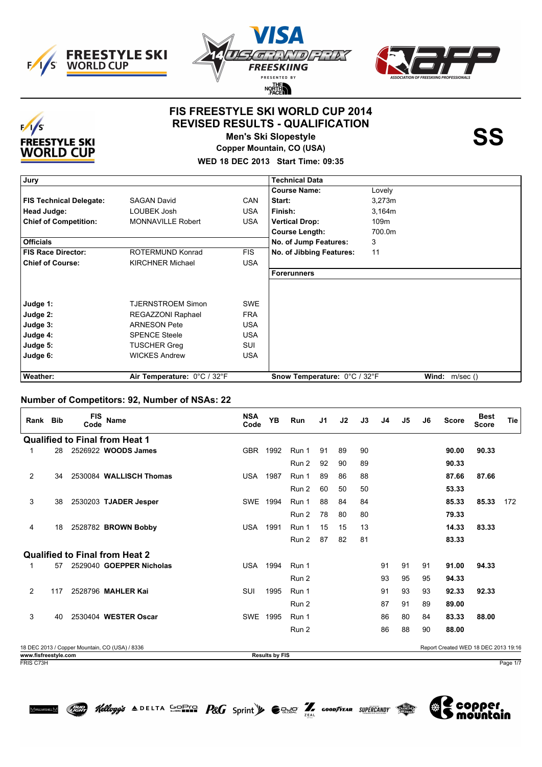# FIS FREESTYLE SKI WORLD CUP 2014
## REVISED RESULTS - QUALIFICATION

**Men's Ski Slopestyle**
**Copper Mountain, CO (USA)**
**WED 18 DEC 2013 Start Time: 09:35**

**SS**

| Jury | | | Technical Data | |
|---|---|---|---|---|
| **FIS Technical Delegate:** | SAGAN David | CAN | **Course Name:** | Lovely |
| **Head Judge:** | LOUBEK Josh | USA | **Start:** | 3,273m |
| **Chief of Competition:** | MONNAVILLE Robert | USA | **Finish:** | 3,164m |
| | | | **Vertical Drop:** | 109m |
| **Officials** | | | **Course Length:** | 700.0m |
| **FIS Race Director:** | ROTERMUND Konrad | FIS | **No. of Jump Features:** | 3 |
| **Chief of Course:** | KIRCHNER Michael | USA | **No. of Jibbing Features:** | 11 |
| | | | **Forerunners** | |
| **Judge 1:** | TJERNSTROEM Simon | SWE | | |
| **Judge 2:** | REGAZZONI Raphael | FRA | | |
| **Judge 3:** | ARNESON Pete | USA | | |
| **Judge 4:** | SPENCE Steele | USA | | |
| **Judge 5:** | TUSCHER Greg | SUI | | |
| **Judge 6:** | WICKES Andrew | USA | | |
| **Weather:** | **Air Temperature:** 0°C / 32°F | | **Snow Temperature:** 0°C / 32°F | **Wind:** m/sec () |

## Number of Competitors: 92, Number of NSAs: 22

| Rank | Bib | FIS Code | Name | NSA Code | YB | Run | J1 | J2 | J3 | J4 | J5 | J6 | Score | Best Score | Tie |
|---|---|---|---|---|---|---|---|---|---|---|---|---|---|---|---|
| **Qualified to Final from Heat 1** | | | | | | | | | | | | | | | |
| 1 | 28 | 2526922 | **WOODS James** | GBR | 1992 | Run 1 | 91 | 89 | 90 | | | | **90.00** | **90.33** | |
| | | | | | | Run 2 | 92 | 90 | 89 | | | | **90.33** | | |
| 2 | 34 | 2530084 | **WALLISCH Thomas** | USA | 1987 | Run 1 | 89 | 86 | 88 | | | | **87.66** | **87.66** | |
| | | | | | | Run 2 | 60 | 50 | 50 | | | | **53.33** | | |
| 3 | 38 | 2530203 | **TJADER Jesper** | SWE | 1994 | Run 1 | 88 | 84 | 84 | | | | **85.33** | **85.33** | 172 |
| | | | | | | Run 2 | 78 | 80 | 80 | | | | **79.33** | | |
| 4 | 18 | 2528782 | **BROWN Bobby** | USA | 1991 | Run 1 | 15 | 15 | 13 | | | | **14.33** | **83.33** | |
| | | | | | | Run 2 | 87 | 82 | 81 | | | | **83.33** | | |
| **Qualified to Final from Heat 2** | | | | | | | | | | | | | | | |
| 1 | 57 | 2529040 | **GOEPPER Nicholas** | USA | 1994 | Run 1 | | | | 91 | 91 | 91 | **91.00** | **94.33** | |
| | | | | | | Run 2 | | | | 93 | 95 | 95 | **94.33** | | |
| 2 | 117 | 2528796 | **MAHLER Kai** | SUI | 1995 | Run 1 | | | | 91 | 93 | 93 | **92.33** | **92.33** | |
| | | | | | | Run 2 | | | | 87 | 91 | 89 | **89.00** | | |
| 3 | 40 | 2530404 | **WESTER Oscar** | SWE | 1995 | Run 1 | | | | 86 | 80 | 84 | **83.33** | **88.00** | |
| | | | | | | Run 2 | | | | 86 | 88 | 90 | **88.00** | | |

18 DEC 2013 / Copper Mountain, CO (USA) / 8336 — Report Created WED 18 DEC 2013 19:16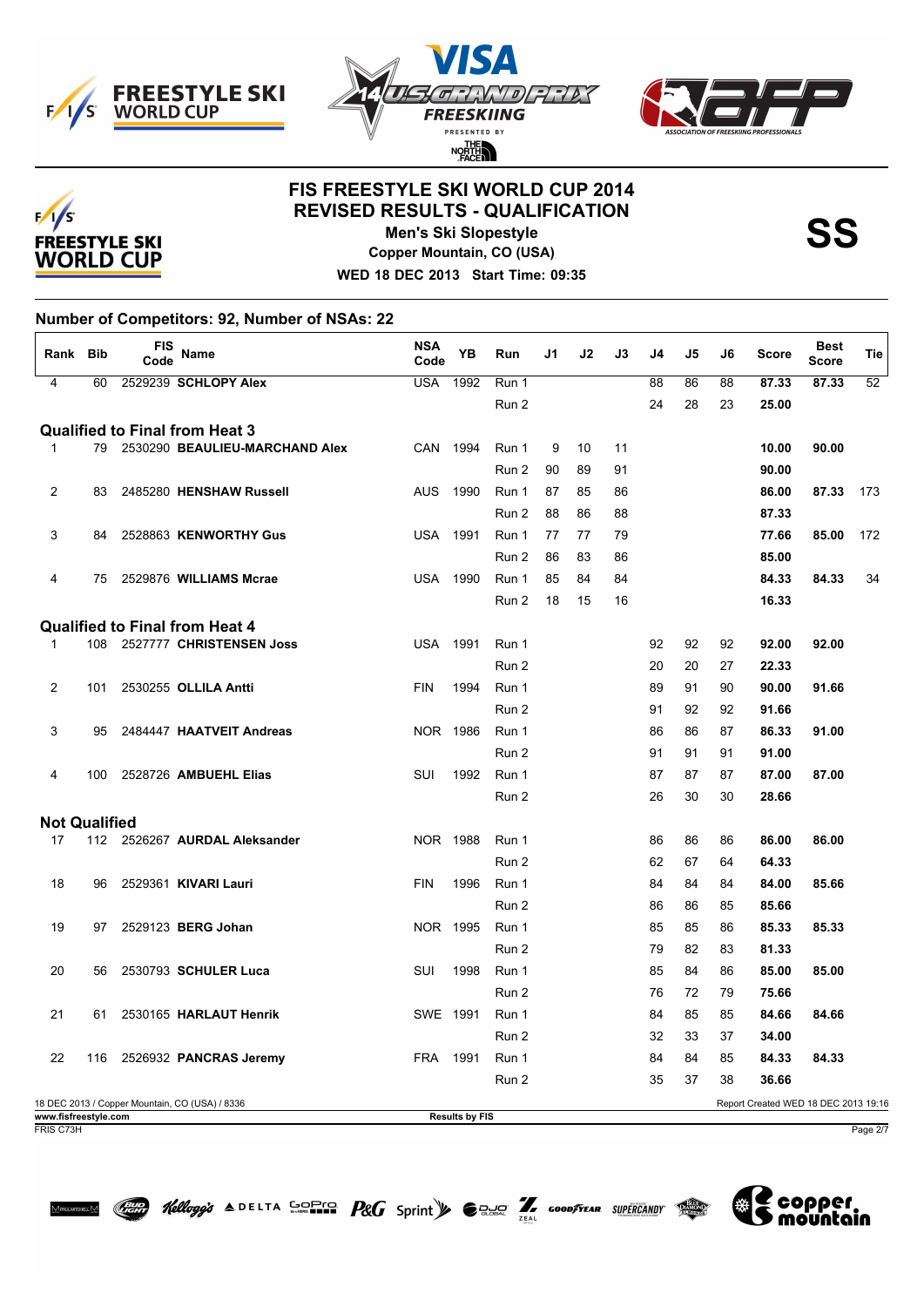# FIS FREESTYLE SKI WORLD CUP 2014
# REVISED RESULTS - QUALIFICATION

**Men's Ski Slopestyle**
**Copper Mountain, CO (USA)**
**WED 18 DEC 2013 Start Time: 09:35**

**SS**

**Number of Competitors: 92, Number of NSAs: 22**

| Rank | Bib | FIS Code | Name | NSA Code | YB | Run | J1 | J2 | J3 | J4 | J5 | J6 | Score | Best Score | Tie |
|---|---|---|---|---|---|---|---|---|---|---|---|---|---|---|---|
| 4 | 60 | 2529239 | **SCHLOPY Alex** | USA | 1992 | Run 1 | | | | 88 | 86 | 88 | **87.33** | **87.33** | 52 |
| | | | | | | Run 2 | | | | 24 | 28 | 23 | **25.00** | | |
| **Qualified to Final from Heat 3** | | | | | | | | | | | | | | | |
| 1 | 79 | 2530290 | **BEAULIEU-MARCHAND Alex** | CAN | 1994 | Run 1 | 9 | 10 | 11 | | | | **10.00** | **90.00** | |
| | | | | | | Run 2 | 90 | 89 | 91 | | | | **90.00** | | |
| 2 | 83 | 2485280 | **HENSHAW Russell** | AUS | 1990 | Run 1 | 87 | 85 | 86 | | | | **86.00** | **87.33** | 173 |
| | | | | | | Run 2 | 88 | 86 | 88 | | | | **87.33** | | |
| 3 | 84 | 2528863 | **KENWORTHY Gus** | USA | 1991 | Run 1 | 77 | 77 | 79 | | | | **77.66** | **85.00** | 172 |
| | | | | | | Run 2 | 86 | 83 | 86 | | | | **85.00** | | |
| 4 | 75 | 2529876 | **WILLIAMS Mcrae** | USA | 1990 | Run 1 | 85 | 84 | 84 | | | | **84.33** | **84.33** | 34 |
| | | | | | | Run 2 | 18 | 15 | 16 | | | | **16.33** | | |
| **Qualified to Final from Heat 4** | | | | | | | | | | | | | | | |
| 1 | 108 | 2527777 | **CHRISTENSEN Joss** | USA | 1991 | Run 1 | | | | 92 | 92 | 92 | **92.00** | **92.00** | |
| | | | | | | Run 2 | | | | 20 | 20 | 27 | **22.33** | | |
| 2 | 101 | 2530255 | **OLLILA Antti** | FIN | 1994 | Run 1 | | | | 89 | 91 | 90 | **90.00** | **91.66** | |
| | | | | | | Run 2 | | | | 91 | 92 | 92 | **91.66** | | |
| 3 | 95 | 2484447 | **HAATVEIT Andreas** | NOR | 1986 | Run 1 | | | | 86 | 86 | 87 | **86.33** | **91.00** | |
| | | | | | | Run 2 | | | | 91 | 91 | 91 | **91.00** | | |
| 4 | 100 | 2528726 | **AMBUEHL Elias** | SUI | 1992 | Run 1 | | | | 87 | 87 | 87 | **87.00** | **87.00** | |
| | | | | | | Run 2 | | | | 26 | 30 | 30 | **28.66** | | |
| **Not Qualified** | | | | | | | | | | | | | | | |
| 17 | 112 | 2526267 | **AURDAL Aleksander** | NOR | 1988 | Run 1 | | | | 86 | 86 | 86 | **86.00** | **86.00** | |
| | | | | | | Run 2 | | | | 62 | 67 | 64 | **64.33** | | |
| 18 | 96 | 2529361 | **KIVARI Lauri** | FIN | 1996 | Run 1 | | | | 84 | 84 | 84 | **84.00** | **85.66** | |
| | | | | | | Run 2 | | | | 86 | 86 | 85 | **85.66** | | |
| 19 | 97 | 2529123 | **BERG Johan** | NOR | 1995 | Run 1 | | | | 85 | 85 | 86 | **85.33** | **85.33** | |
| | | | | | | Run 2 | | | | 79 | 82 | 83 | **81.33** | | |
| 20 | 56 | 2530793 | **SCHULER Luca** | SUI | 1998 | Run 1 | | | | 85 | 84 | 86 | **85.00** | **85.00** | |
| | | | | | | Run 2 | | | | 76 | 72 | 79 | **75.66** | | |
| 21 | 61 | 2530165 | **HARLAUT Henrik** | SWE | 1991 | Run 1 | | | | 84 | 85 | 85 | **84.66** | **84.66** | |
| | | | | | | Run 2 | | | | 32 | 33 | 37 | **34.00** | | |
| 22 | 116 | 2526932 | **PANCRAS Jeremy** | FRA | 1991 | Run 1 | | | | 84 | 84 | 85 | **84.33** | **84.33** | |
| | | | | | | Run 2 | | | | 35 | 37 | 38 | **36.66** | | |

18 DEC 2013 / Copper Mountain, CO (USA) / 8336
Report Created WED 18 DEC 2013 19:16
www.fisfreestyle.com
Results by FIS
FRIS C73H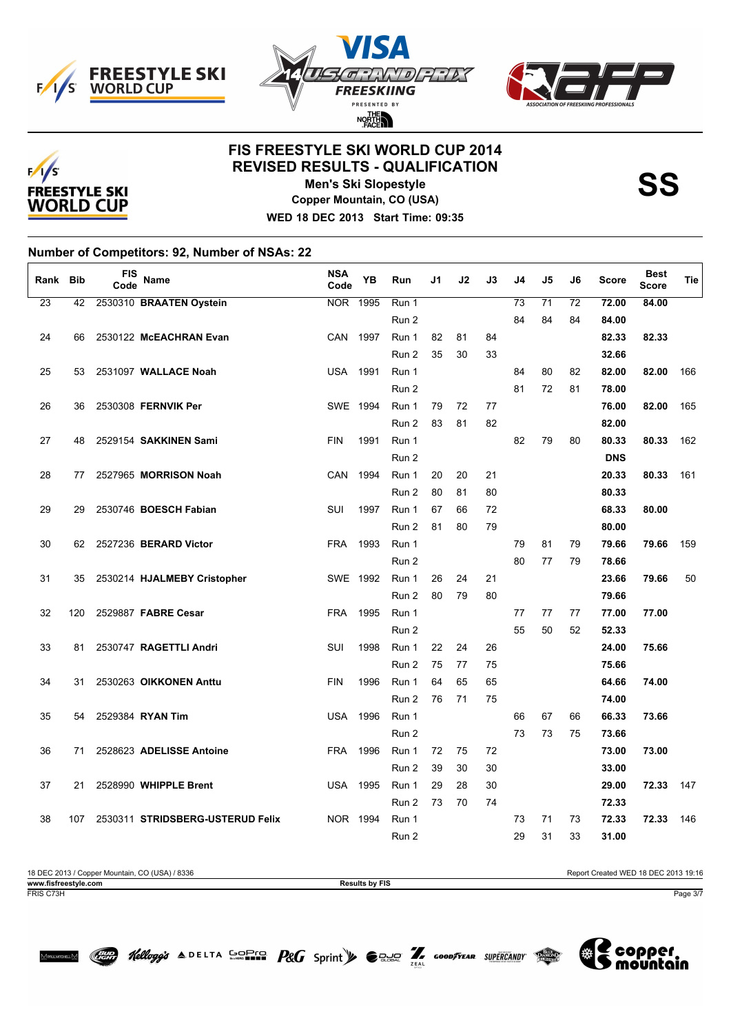# FIS FREESTYLE SKI WORLD CUP 2014
## REVISED RESULTS - QUALIFICATION

**Men's Ski Slopestyle**

**Copper Mountain, CO (USA)**

**WED 18 DEC 2013 Start Time: 09:35**

**SS**

### Number of Competitors: 92, Number of NSAs: 22

| Rank | Bib | FIS Code | Name | NSA Code | YB | Run | J1 | J2 | J3 | J4 | J5 | J6 | Score | Best Score | Tie |
|---|---|---|---|---|---|---|---|---|---|---|---|---|---|---|---|
| 23 | 42 | 2530310 | **BRAATEN Oystein** | NOR | 1995 | Run 1 | | | | 73 | 71 | 72 | **72.00** | **84.00** | |
| | | | | | | Run 2 | | | | 84 | 84 | 84 | **84.00** | | |
| 24 | 66 | 2530122 | **McEACHRAN Evan** | CAN | 1997 | Run 1 | 82 | 81 | 84 | | | | **82.33** | **82.33** | |
| | | | | | | Run 2 | 35 | 30 | 33 | | | | **32.66** | | |
| 25 | 53 | 2531097 | **WALLACE Noah** | USA | 1991 | Run 1 | | | | 84 | 80 | 82 | **82.00** | **82.00** | 166 |
| | | | | | | Run 2 | | | | 81 | 72 | 81 | **78.00** | | |
| 26 | 36 | 2530308 | **FERNVIK Per** | SWE | 1994 | Run 1 | 79 | 72 | 77 | | | | **76.00** | **82.00** | 165 |
| | | | | | | Run 2 | 83 | 81 | 82 | | | | **82.00** | | |
| 27 | 48 | 2529154 | **SAKKINEN Sami** | FIN | 1991 | Run 1 | | | | 82 | 79 | 80 | **80.33** | **80.33** | 162 |
| | | | | | | Run 2 | | | | | | | **DNS** | | |
| 28 | 77 | 2527965 | **MORRISON Noah** | CAN | 1994 | Run 1 | 20 | 20 | 21 | | | | **20.33** | **80.33** | 161 |
| | | | | | | Run 2 | 80 | 81 | 80 | | | | **80.33** | | |
| 29 | 29 | 2530746 | **BOESCH Fabian** | SUI | 1997 | Run 1 | 67 | 66 | 72 | | | | **68.33** | **80.00** | |
| | | | | | | Run 2 | 81 | 80 | 79 | | | | **80.00** | | |
| 30 | 62 | 2527236 | **BERARD Victor** | FRA | 1993 | Run 1 | | | | 79 | 81 | 79 | **79.66** | **79.66** | 159 |
| | | | | | | Run 2 | | | | 80 | 77 | 79 | **78.66** | | |
| 31 | 35 | 2530214 | **HJALMEBY Cristopher** | SWE | 1992 | Run 1 | 26 | 24 | 21 | | | | **23.66** | **79.66** | 50 |
| | | | | | | Run 2 | 80 | 79 | 80 | | | | **79.66** | | |
| 32 | 120 | 2529887 | **FABRE Cesar** | FRA | 1995 | Run 1 | | | | 77 | 77 | 77 | **77.00** | **77.00** | |
| | | | | | | Run 2 | | | | 55 | 50 | 52 | **52.33** | | |
| 33 | 81 | 2530747 | **RAGETTLI Andri** | SUI | 1998 | Run 1 | 22 | 24 | 26 | | | | **24.00** | **75.66** | |
| | | | | | | Run 2 | 75 | 77 | 75 | | | | **75.66** | | |
| 34 | 31 | 2530263 | **OIKKONEN Anttu** | FIN | 1996 | Run 1 | 64 | 65 | 65 | | | | **64.66** | **74.00** | |
| | | | | | | Run 2 | 76 | 71 | 75 | | | | **74.00** | | |
| 35 | 54 | 2529384 | **RYAN Tim** | USA | 1996 | Run 1 | | | | 66 | 67 | 66 | **66.33** | **73.66** | |
| | | | | | | Run 2 | | | | 73 | 73 | 75 | **73.66** | | |
| 36 | 71 | 2528623 | **ADELISSE Antoine** | FRA | 1996 | Run 1 | 72 | 75 | 72 | | | | **73.00** | **73.00** | |
| | | | | | | Run 2 | 39 | 30 | 30 | | | | **33.00** | | |
| 37 | 21 | 2528990 | **WHIPPLE Brent** | USA | 1995 | Run 1 | 29 | 28 | 30 | | | | **29.00** | **72.33** | 147 |
| | | | | | | Run 2 | 73 | 70 | 74 | | | | **72.33** | | |
| 38 | 107 | 2530311 | **STRIDSBERG-USTERUD Felix** | NOR | 1994 | Run 1 | | | | 73 | 71 | 73 | **72.33** | **72.33** | 146 |
| | | | | | | Run 2 | | | | 29 | 31 | 33 | **31.00** | | |

18 DEC 2013 / Copper Mountain, CO (USA) / 8336

Report Created WED 18 DEC 2013 19:16

**www.fisfreestyle.com**

**Results by FIS**

FRIS C73H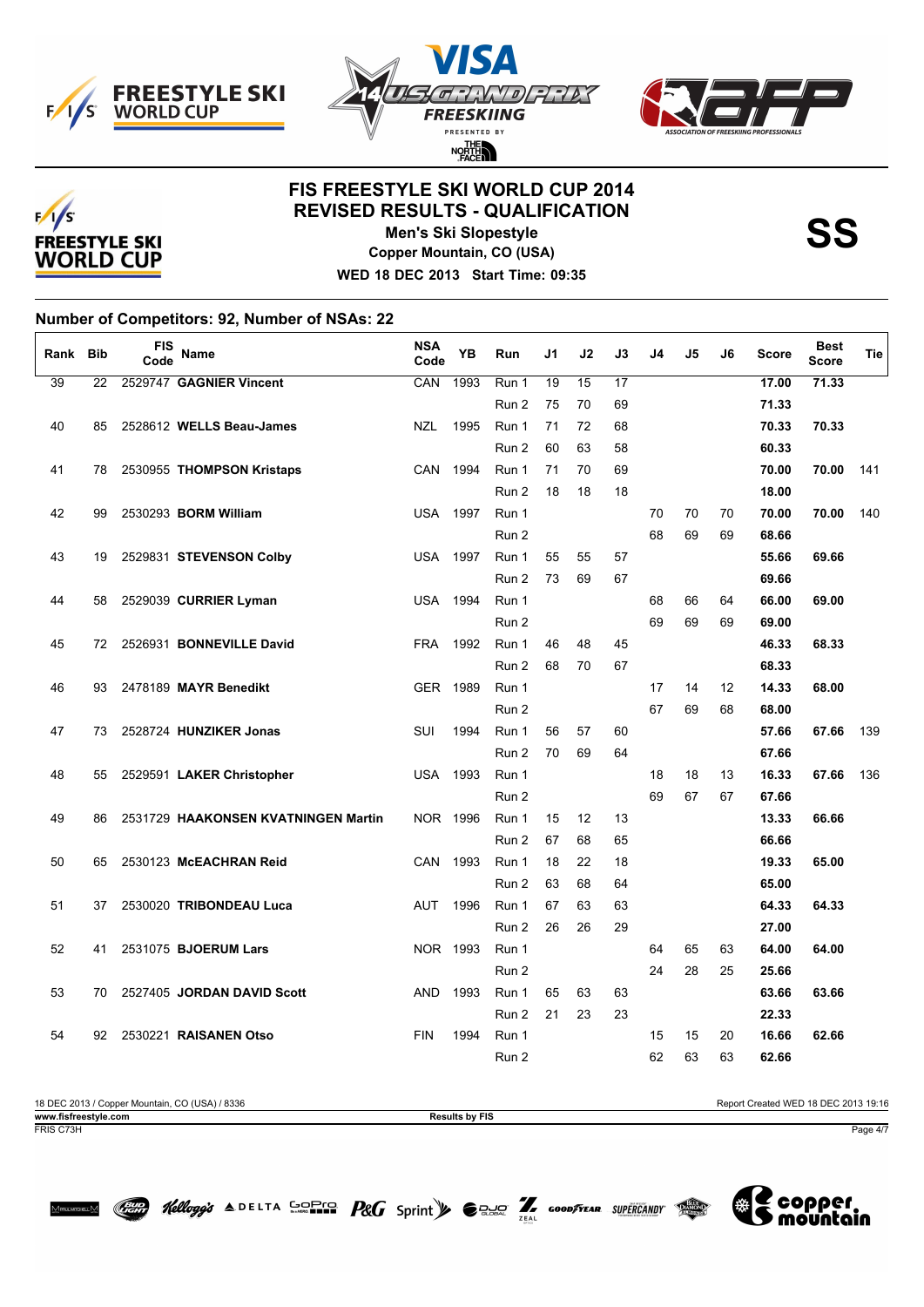# FIS FREESTYLE SKI WORLD CUP 2014
## REVISED RESULTS - QUALIFICATION

**Men's Ski Slopestyle**

**Copper Mountain, CO (USA)**

**WED 18 DEC 2013 Start Time: 09:35**

**SS**

### Number of Competitors: 92, Number of NSAs: 22

| Rank | Bib | FIS Code | Name | NSA Code | YB | Run | J1 | J2 | J3 | J4 | J5 | J6 | Score | Best Score | Tie |
|---|---|---|---|---|---|---|---|---|---|---|---|---|---|---|---|
| 39 | 22 | 2529747 | **GAGNIER Vincent** | CAN | 1993 | Run 1 | 19 | 15 | 17 | | | | **17.00** | **71.33** | |
| | | | | | | Run 2 | 75 | 70 | 69 | | | | **71.33** | | |
| 40 | 85 | 2528612 | **WELLS Beau-James** | NZL | 1995 | Run 1 | 71 | 72 | 68 | | | | **70.33** | **70.33** | |
| | | | | | | Run 2 | 60 | 63 | 58 | | | | **60.33** | | |
| 41 | 78 | 2530955 | **THOMPSON Kristaps** | CAN | 1994 | Run 1 | 71 | 70 | 69 | | | | **70.00** | **70.00** | 141 |
| | | | | | | Run 2 | 18 | 18 | 18 | | | | **18.00** | | |
| 42 | 99 | 2530293 | **BORM William** | USA | 1997 | Run 1 | | | | 70 | 70 | 70 | **70.00** | **70.00** | 140 |
| | | | | | | Run 2 | | | | 68 | 69 | 69 | **68.66** | | |
| 43 | 19 | 2529831 | **STEVENSON Colby** | USA | 1997 | Run 1 | 55 | 55 | 57 | | | | **55.66** | **69.66** | |
| | | | | | | Run 2 | 73 | 69 | 67 | | | | **69.66** | | |
| 44 | 58 | 2529039 | **CURRIER Lyman** | USA | 1994 | Run 1 | | | | 68 | 66 | 64 | **66.00** | **69.00** | |
| | | | | | | Run 2 | | | | 69 | 69 | 69 | **69.00** | | |
| 45 | 72 | 2526931 | **BONNEVILLE David** | FRA | 1992 | Run 1 | 46 | 48 | 45 | | | | **46.33** | **68.33** | |
| | | | | | | Run 2 | 68 | 70 | 67 | | | | **68.33** | | |
| 46 | 93 | 2478189 | **MAYR Benedikt** | GER | 1989 | Run 1 | | | | 17 | 14 | 12 | **14.33** | **68.00** | |
| | | | | | | Run 2 | | | | 67 | 69 | 68 | **68.00** | | |
| 47 | 73 | 2528724 | **HUNZIKER Jonas** | SUI | 1994 | Run 1 | 56 | 57 | 60 | | | | **57.66** | **67.66** | 139 |
| | | | | | | Run 2 | 70 | 69 | 64 | | | | **67.66** | | |
| 48 | 55 | 2529591 | **LAKER Christopher** | USA | 1993 | Run 1 | | | | 18 | 18 | 13 | **16.33** | **67.66** | 136 |
| | | | | | | Run 2 | | | | 69 | 67 | 67 | **67.66** | | |
| 49 | 86 | 2531729 | **HAAKONSEN KVATNINGEN Martin** | NOR | 1996 | Run 1 | 15 | 12 | 13 | | | | **13.33** | **66.66** | |
| | | | | | | Run 2 | 67 | 68 | 65 | | | | **66.66** | | |
| 50 | 65 | 2530123 | **McEACHRAN Reid** | CAN | 1993 | Run 1 | 18 | 22 | 18 | | | | **19.33** | **65.00** | |
| | | | | | | Run 2 | 63 | 68 | 64 | | | | **65.00** | | |
| 51 | 37 | 2530020 | **TRIBONDEAU Luca** | AUT | 1996 | Run 1 | 67 | 63 | 63 | | | | **64.33** | **64.33** | |
| | | | | | | Run 2 | 26 | 26 | 29 | | | | **27.00** | | |
| 52 | 41 | 2531075 | **BJOERUM Lars** | NOR | 1993 | Run 1 | | | | 64 | 65 | 63 | **64.00** | **64.00** | |
| | | | | | | Run 2 | | | | 24 | 28 | 25 | **25.66** | | |
| 53 | 70 | 2527405 | **JORDAN DAVID Scott** | AND | 1993 | Run 1 | 65 | 63 | 63 | | | | **63.66** | **63.66** | |
| | | | | | | Run 2 | 21 | 23 | 23 | | | | **22.33** | | |
| 54 | 92 | 2530221 | **RAISANEN Otso** | FIN | 1994 | Run 1 | | | | 15 | 15 | 20 | **16.66** | **62.66** | |
| | | | | | | Run 2 | | | | 62 | 63 | 63 | **62.66** | | |

18 DEC 2013 / Copper Mountain, CO (USA) / 8336 — Report Created WED 18 DEC 2013 19:16

www.fisfreestyle.com — Results by FIS

FRIS C73H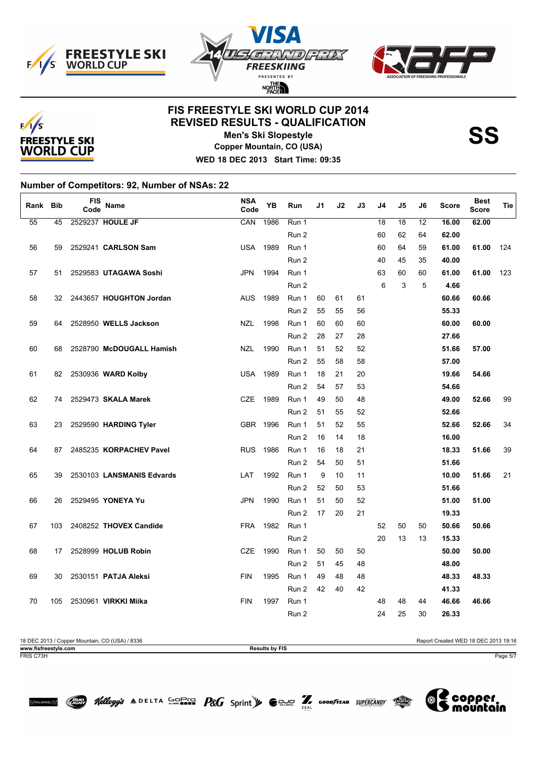# FIS FREESTYLE SKI WORLD CUP 2014
## REVISED RESULTS - QUALIFICATION

**Men's Ski Slopestyle**
**Copper Mountain, CO (USA)**
**WED 18 DEC 2013 Start Time: 09:35**

**SS**

### Number of Competitors: 92, Number of NSAs: 22

| Rank | Bib | FIS Code | Name | NSA Code | YB | Run | J1 | J2 | J3 | J4 | J5 | J6 | Score | Best Score | Tie |
|---|---|---|---|---|---|---|---|---|---|---|---|---|---|---|---|
| 55 | 45 | 2529237 | **HOULE JF** | CAN | 1986 | Run 1 | | | | 18 | 18 | 12 | **16.00** | **62.00** | |
| | | | | | | Run 2 | | | | 60 | 62 | 64 | **62.00** | | |
| 56 | 59 | 2529241 | **CARLSON Sam** | USA | 1989 | Run 1 | | | | 60 | 64 | 59 | **61.00** | **61.00** | 124 |
| | | | | | | Run 2 | | | | 40 | 45 | 35 | **40.00** | | |
| 57 | 51 | 2529583 | **UTAGAWA Soshi** | JPN | 1994 | Run 1 | | | | 63 | 60 | 60 | **61.00** | **61.00** | 123 |
| | | | | | | Run 2 | | | | 6 | 3 | 5 | **4.66** | | |
| 58 | 32 | 2443657 | **HOUGHTON Jordan** | AUS | 1989 | Run 1 | 60 | 61 | 61 | | | | **60.66** | **60.66** | |
| | | | | | | Run 2 | 55 | 55 | 56 | | | | **55.33** | | |
| 59 | 64 | 2528950 | **WELLS Jackson** | NZL | 1998 | Run 1 | 60 | 60 | 60 | | | | **60.00** | **60.00** | |
| | | | | | | Run 2 | 28 | 27 | 28 | | | | **27.66** | | |
| 60 | 68 | 2528790 | **McDOUGALL Hamish** | NZL | 1990 | Run 1 | 51 | 52 | 52 | | | | **51.66** | **57.00** | |
| | | | | | | Run 2 | 55 | 58 | 58 | | | | **57.00** | | |
| 61 | 82 | 2530936 | **WARD Kolby** | USA | 1989 | Run 1 | 18 | 21 | 20 | | | | **19.66** | **54.66** | |
| | | | | | | Run 2 | 54 | 57 | 53 | | | | **54.66** | | |
| 62 | 74 | 2529473 | **SKALA Marek** | CZE | 1989 | Run 1 | 49 | 50 | 48 | | | | **49.00** | **52.66** | 99 |
| | | | | | | Run 2 | 51 | 55 | 52 | | | | **52.66** | | |
| 63 | 23 | 2529590 | **HARDING Tyler** | GBR | 1996 | Run 1 | 51 | 52 | 55 | | | | **52.66** | **52.66** | 34 |
| | | | | | | Run 2 | 16 | 14 | 18 | | | | **16.00** | | |
| 64 | 87 | 2485235 | **KORPACHEV Pavel** | RUS | 1986 | Run 1 | 16 | 18 | 21 | | | | **18.33** | **51.66** | 39 |
| | | | | | | Run 2 | 54 | 50 | 51 | | | | **51.66** | | |
| 65 | 39 | 2530103 | **LANSMANIS Edvards** | LAT | 1992 | Run 1 | 9 | 10 | 11 | | | | **10.00** | **51.66** | 21 |
| | | | | | | Run 2 | 52 | 50 | 53 | | | | **51.66** | | |
| 66 | 26 | 2529495 | **YONEYA Yu** | JPN | 1990 | Run 1 | 51 | 50 | 52 | | | | **51.00** | **51.00** | |
| | | | | | | Run 2 | 17 | 20 | 21 | | | | **19.33** | | |
| 67 | 103 | 2408252 | **THOVEX Candide** | FRA | 1982 | Run 1 | | | | 52 | 50 | 50 | **50.66** | **50.66** | |
| | | | | | | Run 2 | | | | 20 | 13 | 13 | **15.33** | | |
| 68 | 17 | 2528999 | **HOLUB Robin** | CZE | 1990 | Run 1 | 50 | 50 | 50 | | | | **50.00** | **50.00** | |
| | | | | | | Run 2 | 51 | 45 | 48 | | | | **48.00** | | |
| 69 | 30 | 2530151 | **PATJA Aleksi** | FIN | 1995 | Run 1 | 49 | 48 | 48 | | | | **48.33** | **48.33** | |
| | | | | | | Run 2 | 42 | 40 | 42 | | | | **41.33** | | |
| 70 | 105 | 2530961 | **VIRKKI Miika** | FIN | 1997 | Run 1 | | | | 48 | 48 | 44 | **46.66** | **46.66** | |
| | | | | | | Run 2 | | | | 24 | 25 | 30 | **26.33** | | |

18 DEC 2013 / Copper Mountain, CO (USA) / 8336 — Report Created WED 18 DEC 2013 19:16

**www.fisfreestyle.com** — **Results by FIS**

FRIS C73H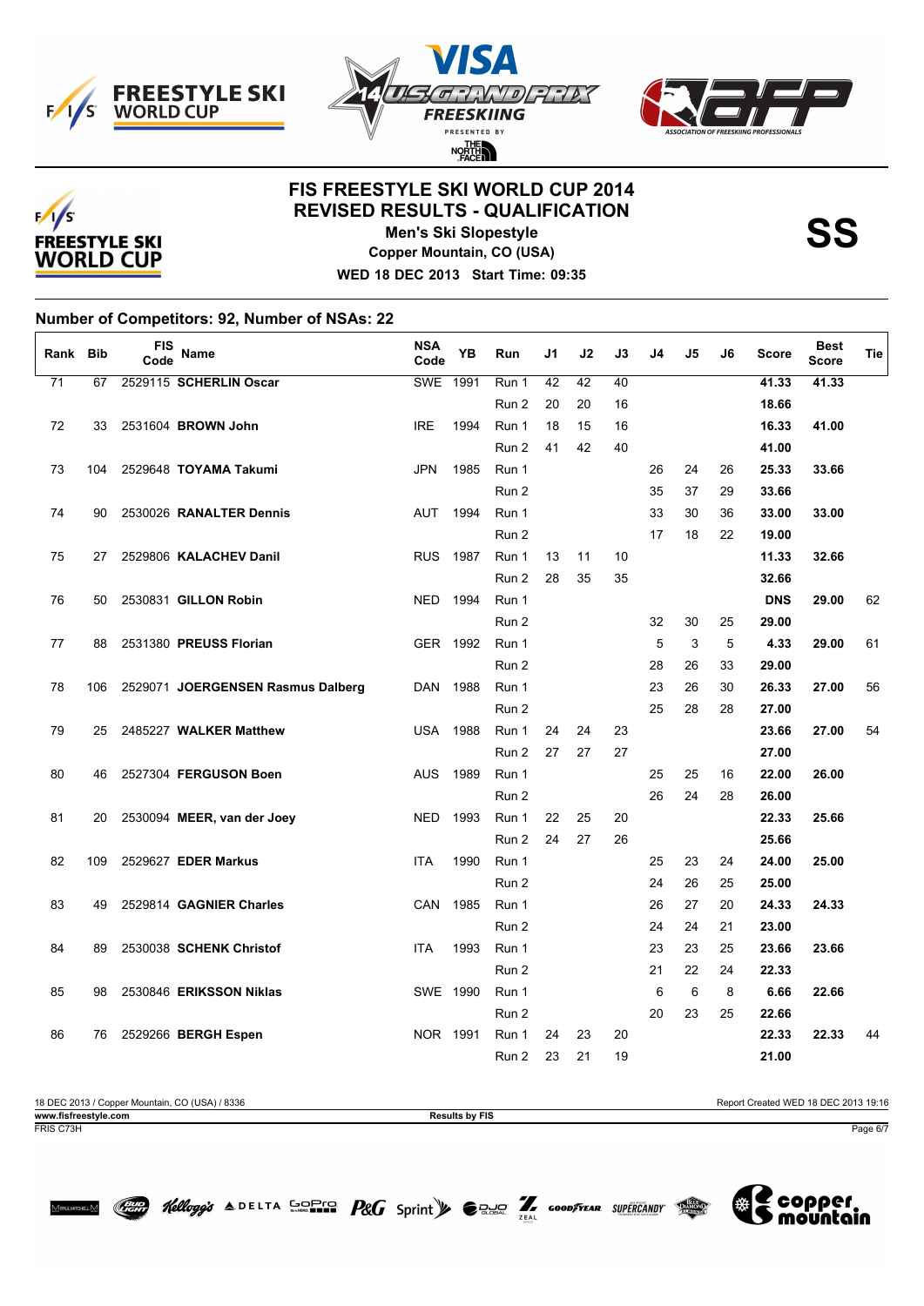# FIS FREESTYLE SKI WORLD CUP 2014
## REVISED RESULTS - QUALIFICATION

**Men's Ski Slopestyle**
**Copper Mountain, CO (USA)**
**WED 18 DEC 2013 Start Time: 09:35**

SS

### Number of Competitors: 92, Number of NSAs: 22

| Rank | Bib | FIS Code | Name | NSA Code | YB | Run | J1 | J2 | J3 | J4 | J5 | J6 | Score | Best Score | Tie |
|---|---|---|---|---|---|---|---|---|---|---|---|---|---|---|---|
| 71 | 67 | 2529115 | **SCHERLIN Oscar** | SWE | 1991 | Run 1 | 42 | 42 | 40 | | | | **41.33** | **41.33** | |
| | | | | | | Run 2 | 20 | 20 | 16 | | | | **18.66** | | |
| 72 | 33 | 2531604 | **BROWN John** | IRE | 1994 | Run 1 | 18 | 15 | 16 | | | | **16.33** | **41.00** | |
| | | | | | | Run 2 | 41 | 42 | 40 | | | | **41.00** | | |
| 73 | 104 | 2529648 | **TOYAMA Takumi** | JPN | 1985 | Run 1 | | | | 26 | 24 | 26 | **25.33** | **33.66** | |
| | | | | | | Run 2 | | | | 35 | 37 | 29 | **33.66** | | |
| 74 | 90 | 2530026 | **RANALTER Dennis** | AUT | 1994 | Run 1 | | | | 33 | 30 | 36 | **33.00** | **33.00** | |
| | | | | | | Run 2 | | | | 17 | 18 | 22 | **19.00** | | |
| 75 | 27 | 2529806 | **KALACHEV Danil** | RUS | 1987 | Run 1 | 13 | 11 | 10 | | | | **11.33** | **32.66** | |
| | | | | | | Run 2 | 28 | 35 | 35 | | | | **32.66** | | |
| 76 | 50 | 2530831 | **GILLON Robin** | NED | 1994 | Run 1 | | | | | | | **DNS** | **29.00** | 62 |
| | | | | | | Run 2 | | | | 32 | 30 | 25 | **29.00** | | |
| 77 | 88 | 2531380 | **PREUSS Florian** | GER | 1992 | Run 1 | | | | 5 | 3 | 5 | **4.33** | **29.00** | 61 |
| | | | | | | Run 2 | | | | 28 | 26 | 33 | **29.00** | | |
| 78 | 106 | 2529071 | **JOERGENSEN Rasmus Dalberg** | DAN | 1988 | Run 1 | | | | 23 | 26 | 30 | **26.33** | **27.00** | 56 |
| | | | | | | Run 2 | | | | 25 | 28 | 28 | **27.00** | | |
| 79 | 25 | 2485227 | **WALKER Matthew** | USA | 1988 | Run 1 | 24 | 24 | 23 | | | | **23.66** | **27.00** | 54 |
| | | | | | | Run 2 | 27 | 27 | 27 | | | | **27.00** | | |
| 80 | 46 | 2527304 | **FERGUSON Boen** | AUS | 1989 | Run 1 | | | | 25 | 25 | 16 | **22.00** | **26.00** | |
| | | | | | | Run 2 | | | | 26 | 24 | 28 | **26.00** | | |
| 81 | 20 | 2530094 | **MEER, van der Joey** | NED | 1993 | Run 1 | 22 | 25 | 20 | | | | **22.33** | **25.66** | |
| | | | | | | Run 2 | 24 | 27 | 26 | | | | **25.66** | | |
| 82 | 109 | 2529627 | **EDER Markus** | ITA | 1990 | Run 1 | | | | 25 | 23 | 24 | **24.00** | **25.00** | |
| | | | | | | Run 2 | | | | 24 | 26 | 25 | **25.00** | | |
| 83 | 49 | 2529814 | **GAGNIER Charles** | CAN | 1985 | Run 1 | | | | 26 | 27 | 20 | **24.33** | **24.33** | |
| | | | | | | Run 2 | | | | 24 | 24 | 21 | **23.00** | | |
| 84 | 89 | 2530038 | **SCHENK Christof** | ITA | 1993 | Run 1 | | | | 23 | 23 | 25 | **23.66** | **23.66** | |
| | | | | | | Run 2 | | | | 21 | 22 | 24 | **22.33** | | |
| 85 | 98 | 2530846 | **ERIKSSON Niklas** | SWE | 1990 | Run 1 | | | | 6 | 6 | 8 | **6.66** | **22.66** | |
| | | | | | | Run 2 | | | | 20 | 23 | 25 | **22.66** | | |
| 86 | 76 | 2529266 | **BERGH Espen** | NOR | 1991 | Run 1 | 24 | 23 | 20 | | | | **22.33** | **22.33** | 44 |
| | | | | | | Run 2 | 23 | 21 | 19 | | | | **21.00** | | |

18 DEC 2013 / Copper Mountain, CO (USA) / 8336 — Report Created WED 18 DEC 2013 19:16

**www.fisfreestyle.com** — **Results by FIS**

FRIS C73H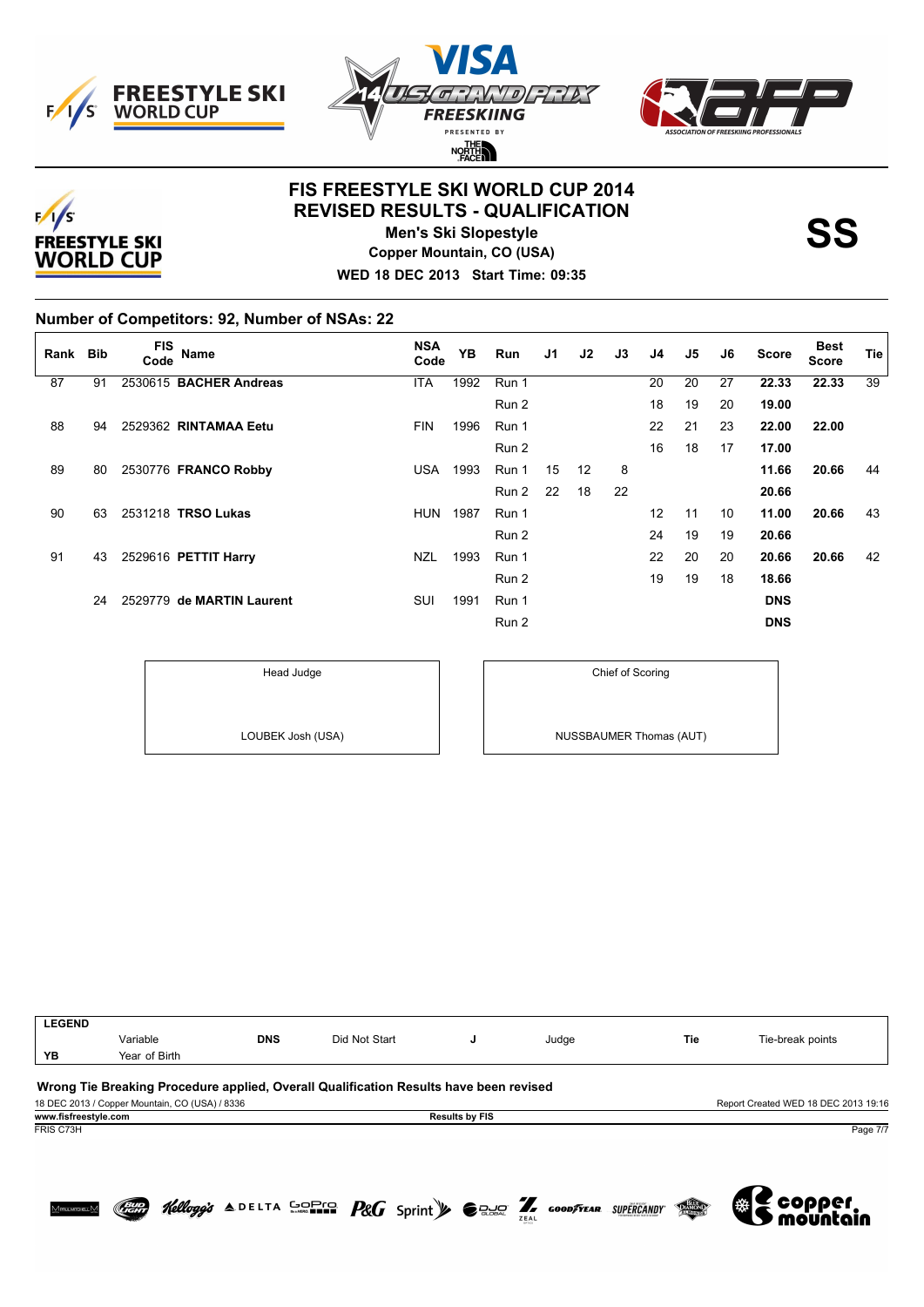# FIS FREESTYLE SKI WORLD CUP 2014
# REVISED RESULTS - QUALIFICATION

**Men's Ski Slopestyle**
**Copper Mountain, CO (USA)**
**WED 18 DEC 2013 Start Time: 09:35**

**SS**

## Number of Competitors: 92, Number of NSAs: 22

| Rank | Bib | FIS Code | Name | NSA Code | YB | Run | J1 | J2 | J3 | J4 | J5 | J6 | Score | Best Score | Tie |
|---|---|---|---|---|---|---|---|---|---|---|---|---|---|---|---|
| 87 | 91 | 2530615 | **BACHER Andreas** | ITA | 1992 | Run 1 | | | | 20 | 20 | 27 | **22.33** | **22.33** | 39 |
| | | | | | | Run 2 | | | | 18 | 19 | 20 | **19.00** | | |
| 88 | 94 | 2529362 | **RINTAMAA Eetu** | FIN | 1996 | Run 1 | | | | 22 | 21 | 23 | **22.00** | **22.00** | |
| | | | | | | Run 2 | | | | 16 | 18 | 17 | **17.00** | | |
| 89 | 80 | 2530776 | **FRANCO Robby** | USA | 1993 | Run 1 | 15 | 12 | 8 | | | | **11.66** | **20.66** | 44 |
| | | | | | | Run 2 | 22 | 18 | 22 | | | | **20.66** | | |
| 90 | 63 | 2531218 | **TRSO Lukas** | HUN | 1987 | Run 1 | | | | 12 | 11 | 10 | **11.00** | **20.66** | 43 |
| | | | | | | Run 2 | | | | 24 | 19 | 19 | **20.66** | | |
| 91 | 43 | 2529616 | **PETTIT Harry** | NZL | 1993 | Run 1 | | | | 22 | 20 | 20 | **20.66** | **20.66** | 42 |
| | | | | | | Run 2 | | | | 19 | 19 | 18 | **18.66** | | |
| | 24 | 2529779 | **de MARTIN Laurent** | SUI | 1991 | Run 1 | | | | | | | **DNS** | | |
| | | | | | | Run 2 | | | | | | | **DNS** | | |

| Head Judge | Chief of Scoring |
|---|---|
| LOUBEK Josh (USA) | NUSSBAUMER Thomas (AUT) |

**LEGEND**

| | | | | | | | |
|---|---|---|---|---|---|---|---|
| | Variable | **DNS** | Did Not Start | **J** | Judge | **Tie** | Tie-break points |
| **YB** | Year of Birth | | | | | | |

**Wrong Tie Breaking Procedure applied, Overall Qualification Results have been revised**

18 DEC 2013 / Copper Mountain, CO (USA) / 8336

Report Created WED 18 DEC 2013 19:16

**www.fisfreestyle.com**

**Results by FIS**

FRIS C73H